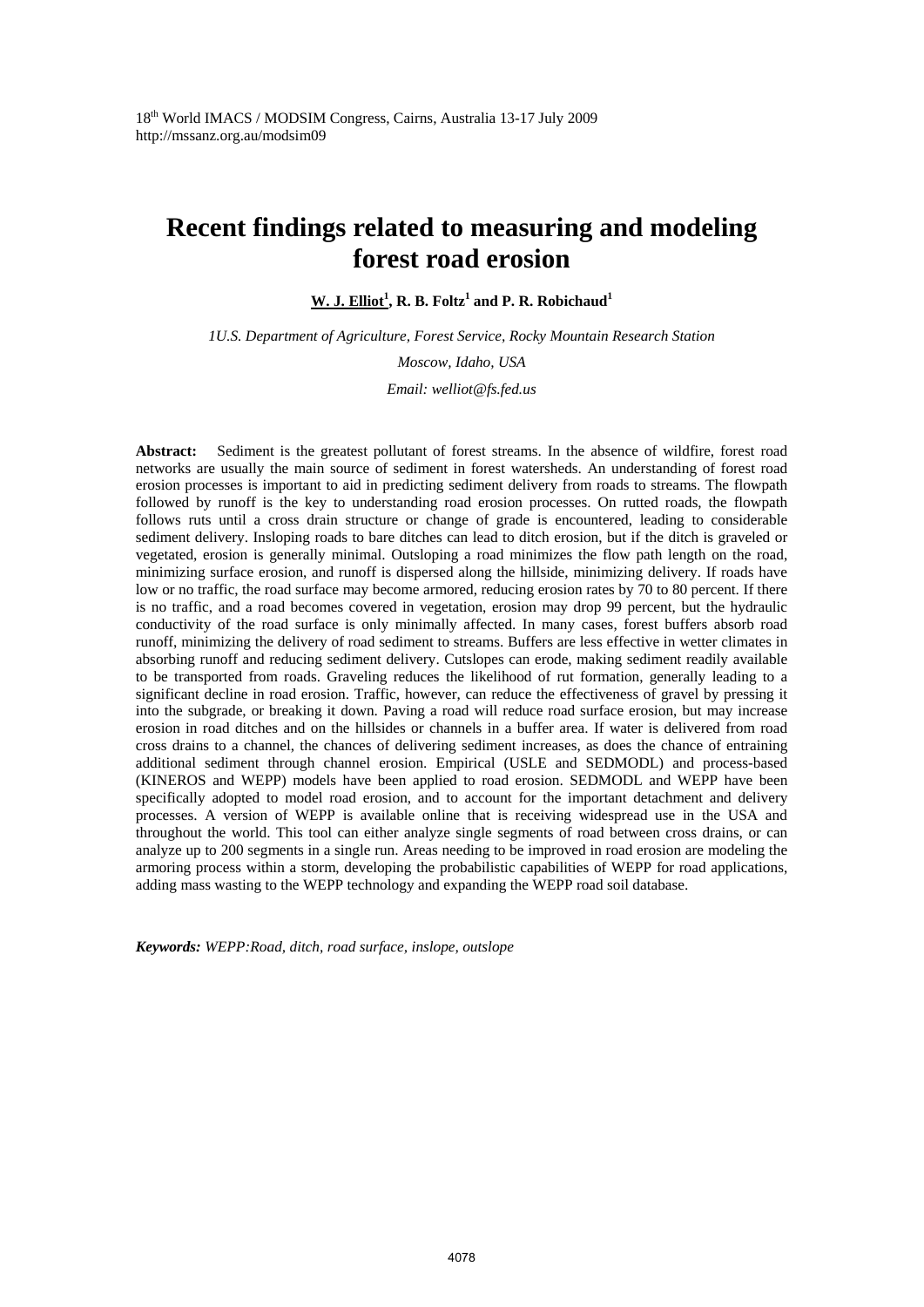# Recent findings related to measuring and modeling forest road erosion

**W. J. Elliot[1], R. B. Foltz[1] and P. R. Robichaud[1]**

*1U.S. Department of Agriculture, Forest Service, Rocky Mountain Research Station*

*Moscow, Idaho, USA*

*Email: welliot@fs.fed.us*

**Abstract:** Sediment is the greatest pollutant of forest streams. In the absence of wildfire, forest road networks are usually the main source of sediment in forest watersheds. An understanding of forest road erosion processes is important to aid in predicting sediment delivery from roads to streams. The flowpath followed by runoff is the key to understanding road erosion processes. On rutted roads, the flowpath follows ruts until a cross drain structure or change of grade is encountered, leading to considerable sediment delivery. Insloping roads to bare ditches can lead to ditch erosion, but if the ditch is graveled or vegetated, erosion is generally minimal. Outsloping a road minimizes the flow path length on the road, minimizing surface erosion, and runoff is dispersed along the hillside, minimizing delivery. If roads have low or no traffic, the road surface may become armored, reducing erosion rates by 70 to 80 percent. If there is no traffic, and a road becomes covered in vegetation, erosion may drop 99 percent, but the hydraulic conductivity of the road surface is only minimally affected. In many cases, forest buffers absorb road runoff, minimizing the delivery of road sediment to streams. Buffers are less effective in wetter climates in absorbing runoff and reducing sediment delivery. Cutslopes can erode, making sediment readily available to be transported from roads. Graveling reduces the likelihood of rut formation, generally leading to a significant decline in road erosion. Traffic, however, can reduce the effectiveness of gravel by pressing it into the subgrade, or breaking it down. Paving a road will reduce road surface erosion, but may increase erosion in road ditches and on the hillsides or channels in a buffer area. If water is delivered from road cross drains to a channel, the chances of delivering sediment increases, as does the chance of entraining additional sediment through channel erosion. Empirical (USLE and SEDMODL) and process-based (KINEROS and WEPP) models have been applied to road erosion. SEDMODL and WEPP have been specifically adopted to model road erosion, and to account for the important detachment and delivery processes. A version of WEPP is available online that is receiving widespread use in the USA and throughout the world. This tool can either analyze single segments of road between cross drains, or can analyze up to 200 segments in a single run. Areas needing to be improved in road erosion are modeling the armoring process within a storm, developing the probabilistic capabilities of WEPP for road applications, adding mass wasting to the WEPP technology and expanding the WEPP road soil database.

***Keywords:*** *WEPP:Road, ditch, road surface, inslope, outslope*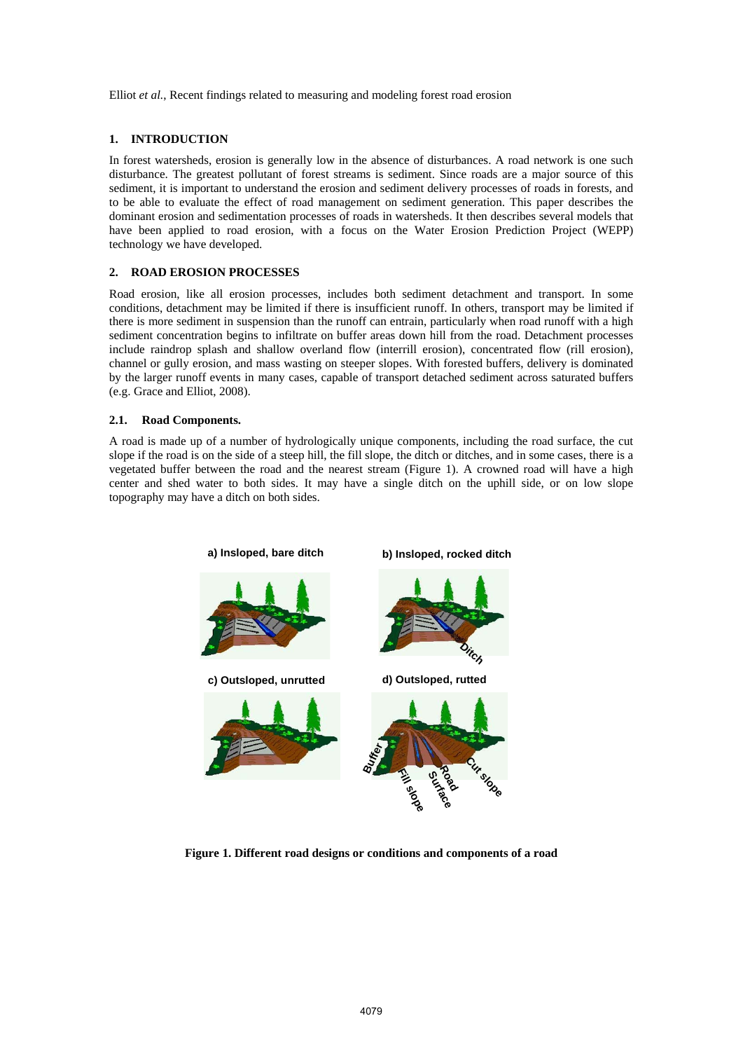## 1. INTRODUCTION

In forest watersheds, erosion is generally low in the absence of disturbances. A road network is one such disturbance. The greatest pollutant of forest streams is sediment. Since roads are a major source of this sediment, it is important to understand the erosion and sediment delivery processes of roads in forests, and to be able to evaluate the effect of road management on sediment generation. This paper describes the dominant erosion and sedimentation processes of roads in watersheds. It then describes several models that have been applied to road erosion, with a focus on the Water Erosion Prediction Project (WEPP) technology we have developed.

## 2. ROAD EROSION PROCESSES

Road erosion, like all erosion processes, includes both sediment detachment and transport. In some conditions, detachment may be limited if there is insufficient runoff. In others, transport may be limited if there is more sediment in suspension than the runoff can entrain, particularly when road runoff with a high sediment concentration begins to infiltrate on buffer areas down hill from the road. Detachment processes include raindrop splash and shallow overland flow (interrill erosion), concentrated flow (rill erosion), channel or gully erosion, and mass wasting on steeper slopes. With forested buffers, delivery is dominated by the larger runoff events in many cases, capable of transport detached sediment across saturated buffers (e.g. Grace and Elliot, 2008).

### 2.1. Road Components.

A road is made up of a number of hydrologically unique components, including the road surface, the cut slope if the road is on the side of a steep hill, the fill slope, the ditch or ditches, and in some cases, there is a vegetated buffer between the road and the nearest stream (Figure 1). A crowned road will have a high center and shed water to both sides. It may have a single ditch on the uphill side, or on low slope topography may have a ditch on both sides.

**Figure 1. Different road designs or conditions and components of a road**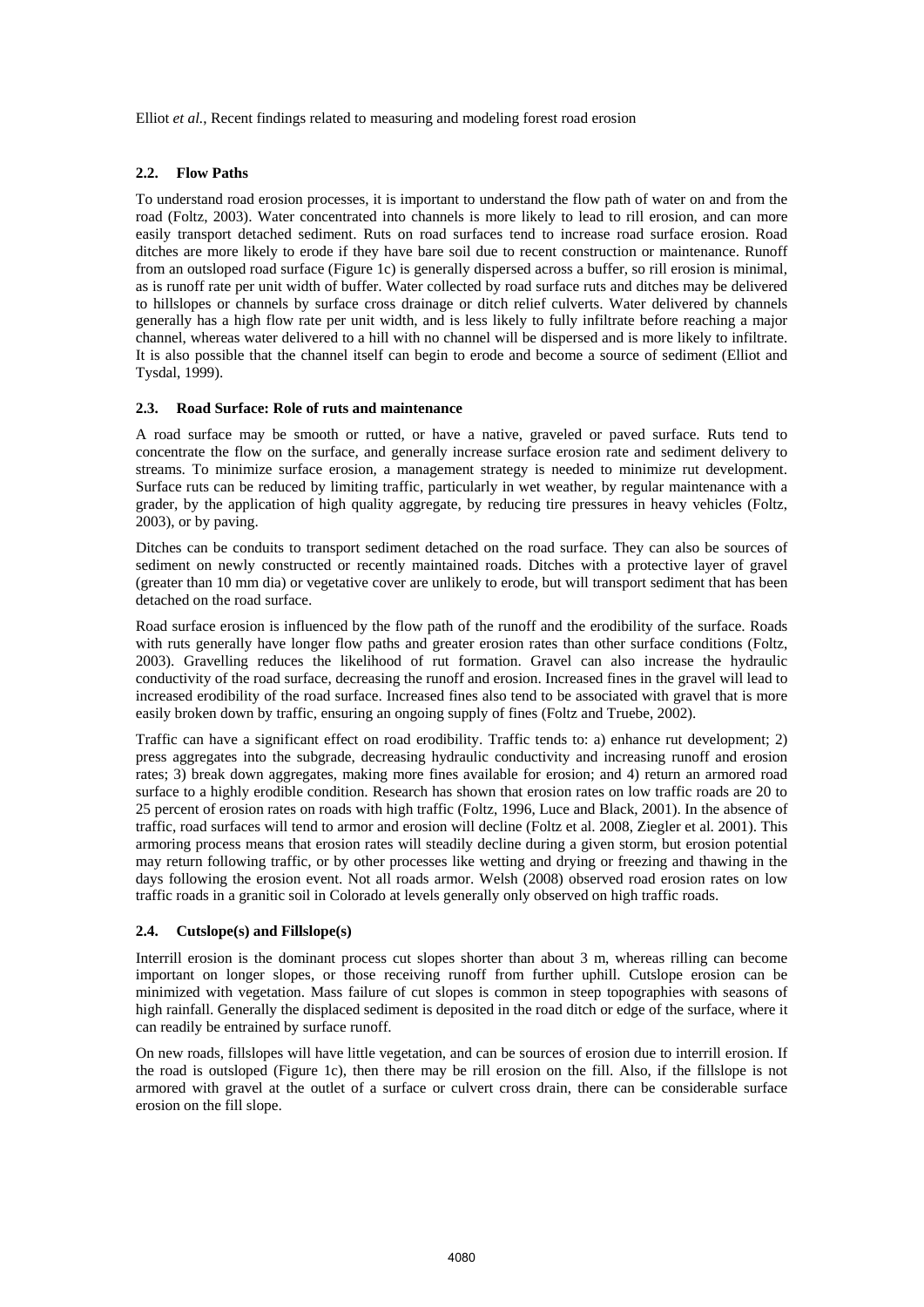### 2.2. Flow Paths

To understand road erosion processes, it is important to understand the flow path of water on and from the road (Foltz, 2003). Water concentrated into channels is more likely to lead to rill erosion, and can more easily transport detached sediment. Ruts on road surfaces tend to increase road surface erosion. Road ditches are more likely to erode if they have bare soil due to recent construction or maintenance. Runoff from an outsloped road surface (Figure 1c) is generally dispersed across a buffer, so rill erosion is minimal, as is runoff rate per unit width of buffer. Water collected by road surface ruts and ditches may be delivered to hillslopes or channels by surface cross drainage or ditch relief culverts. Water delivered by channels generally has a high flow rate per unit width, and is less likely to fully infiltrate before reaching a major channel, whereas water delivered to a hill with no channel will be dispersed and is more likely to infiltrate. It is also possible that the channel itself can begin to erode and become a source of sediment (Elliot and Tysdal, 1999).

### 2.3. Road Surface: Role of ruts and maintenance

A road surface may be smooth or rutted, or have a native, graveled or paved surface. Ruts tend to concentrate the flow on the surface, and generally increase surface erosion rate and sediment delivery to streams. To minimize surface erosion, a management strategy is needed to minimize rut development. Surface ruts can be reduced by limiting traffic, particularly in wet weather, by regular maintenance with a grader, by the application of high quality aggregate, by reducing tire pressures in heavy vehicles (Foltz, 2003), or by paving.

Ditches can be conduits to transport sediment detached on the road surface. They can also be sources of sediment on newly constructed or recently maintained roads. Ditches with a protective layer of gravel (greater than 10 mm dia) or vegetative cover are unlikely to erode, but will transport sediment that has been detached on the road surface.

Road surface erosion is influenced by the flow path of the runoff and the erodibility of the surface. Roads with ruts generally have longer flow paths and greater erosion rates than other surface conditions (Foltz, 2003). Gravelling reduces the likelihood of rut formation. Gravel can also increase the hydraulic conductivity of the road surface, decreasing the runoff and erosion. Increased fines in the gravel will lead to increased erodibility of the road surface. Increased fines also tend to be associated with gravel that is more easily broken down by traffic, ensuring an ongoing supply of fines (Foltz and Truebe, 2002).

Traffic can have a significant effect on road erodibility. Traffic tends to: a) enhance rut development; 2) press aggregates into the subgrade, decreasing hydraulic conductivity and increasing runoff and erosion rates; 3) break down aggregates, making more fines available for erosion; and 4) return an armored road surface to a highly erodible condition. Research has shown that erosion rates on low traffic roads are 20 to 25 percent of erosion rates on roads with high traffic (Foltz, 1996, Luce and Black, 2001). In the absence of traffic, road surfaces will tend to armor and erosion will decline (Foltz et al. 2008, Ziegler et al. 2001). This armoring process means that erosion rates will steadily decline during a given storm, but erosion potential may return following traffic, or by other processes like wetting and drying or freezing and thawing in the days following the erosion event. Not all roads armor. Welsh (2008) observed road erosion rates on low traffic roads in a granitic soil in Colorado at levels generally only observed on high traffic roads.

### 2.4. Cutslope(s) and Fillslope(s)

Interrill erosion is the dominant process cut slopes shorter than about 3 m, whereas rilling can become important on longer slopes, or those receiving runoff from further uphill. Cutslope erosion can be minimized with vegetation. Mass failure of cut slopes is common in steep topographies with seasons of high rainfall. Generally the displaced sediment is deposited in the road ditch or edge of the surface, where it can readily be entrained by surface runoff.

On new roads, fillslopes will have little vegetation, and can be sources of erosion due to interrill erosion. If the road is outsloped (Figure 1c), then there may be rill erosion on the fill. Also, if the fillslope is not armored with gravel at the outlet of a surface or culvert cross drain, there can be considerable surface erosion on the fill slope.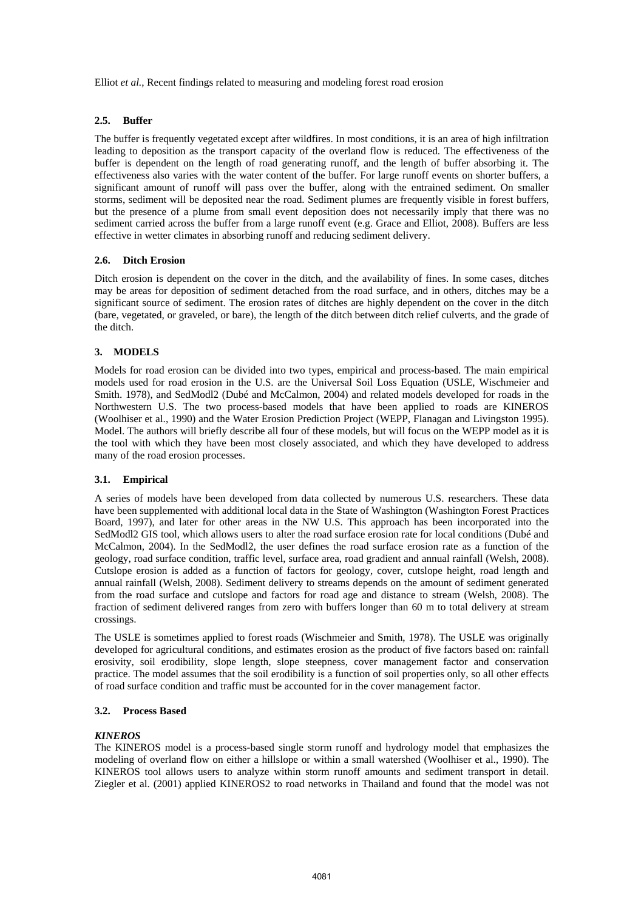### 2.5. Buffer

The buffer is frequently vegetated except after wildfires. In most conditions, it is an area of high infiltration leading to deposition as the transport capacity of the overland flow is reduced. The effectiveness of the buffer is dependent on the length of road generating runoff, and the length of buffer absorbing it. The effectiveness also varies with the water content of the buffer. For large runoff events on shorter buffers, a significant amount of runoff will pass over the buffer, along with the entrained sediment. On smaller storms, sediment will be deposited near the road. Sediment plumes are frequently visible in forest buffers, but the presence of a plume from small event deposition does not necessarily imply that there was no sediment carried across the buffer from a large runoff event (e.g. Grace and Elliot, 2008). Buffers are less effective in wetter climates in absorbing runoff and reducing sediment delivery.

### 2.6. Ditch Erosion

Ditch erosion is dependent on the cover in the ditch, and the availability of fines. In some cases, ditches may be areas for deposition of sediment detached from the road surface, and in others, ditches may be a significant source of sediment. The erosion rates of ditches are highly dependent on the cover in the ditch (bare, vegetated, or graveled, or bare), the length of the ditch between ditch relief culverts, and the grade of the ditch.

## 3. MODELS

Models for road erosion can be divided into two types, empirical and process-based. The main empirical models used for road erosion in the U.S. are the Universal Soil Loss Equation (USLE, Wischmeier and Smith. 1978), and SedModl2 (Dubé and McCalmon, 2004) and related models developed for roads in the Northwestern U.S. The two process-based models that have been applied to roads are KINEROS (Woolhiser et al., 1990) and the Water Erosion Prediction Project (WEPP, Flanagan and Livingston 1995). Model. The authors will briefly describe all four of these models, but will focus on the WEPP model as it is the tool with which they have been most closely associated, and which they have developed to address many of the road erosion processes.

### 3.1. Empirical

A series of models have been developed from data collected by numerous U.S. researchers. These data have been supplemented with additional local data in the State of Washington (Washington Forest Practices Board, 1997), and later for other areas in the NW U.S. This approach has been incorporated into the SedModl2 GIS tool, which allows users to alter the road surface erosion rate for local conditions (Dubé and McCalmon, 2004). In the SedModl2, the user defines the road surface erosion rate as a function of the geology, road surface condition, traffic level, surface area, road gradient and annual rainfall (Welsh, 2008). Cutslope erosion is added as a function of factors for geology, cover, cutslope height, road length and annual rainfall (Welsh, 2008). Sediment delivery to streams depends on the amount of sediment generated from the road surface and cutslope and factors for road age and distance to stream (Welsh, 2008). The fraction of sediment delivered ranges from zero with buffers longer than 60 m to total delivery at stream crossings.

The USLE is sometimes applied to forest roads (Wischmeier and Smith, 1978). The USLE was originally developed for agricultural conditions, and estimates erosion as the product of five factors based on: rainfall erosivity, soil erodibility, slope length, slope steepness, cover management factor and conservation practice. The model assumes that the soil erodibility is a function of soil properties only, so all other effects of road surface condition and traffic must be accounted for in the cover management factor.

### 3.2. Process Based

***KINEROS***

The KINEROS model is a process-based single storm runoff and hydrology model that emphasizes the modeling of overland flow on either a hillslope or within a small watershed (Woolhiser et al., 1990). The KINEROS tool allows users to analyze within storm runoff amounts and sediment transport in detail. Ziegler et al. (2001) applied KINEROS2 to road networks in Thailand and found that the model was not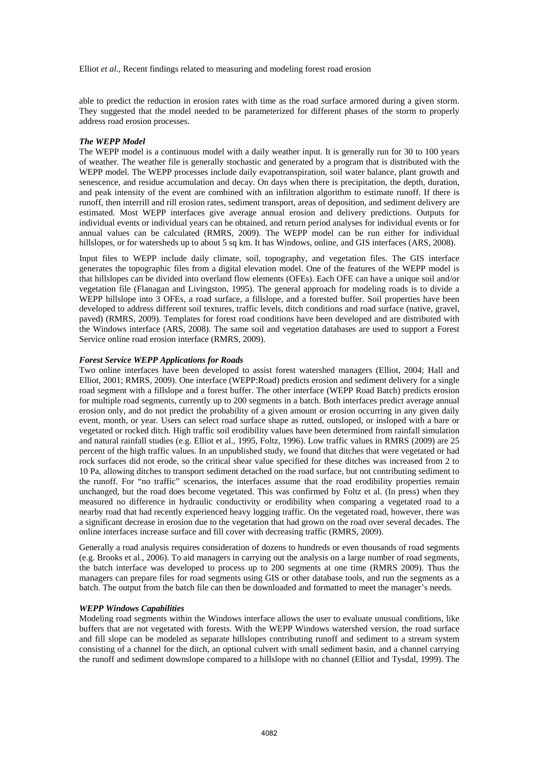able to predict the reduction in erosion rates with time as the road surface armored during a given storm. They suggested that the model needed to be parameterized for different phases of the storm to properly address road erosion processes.

### *The WEPP Model*

The WEPP model is a continuous model with a daily weather input. It is generally run for 30 to 100 years of weather. The weather file is generally stochastic and generated by a program that is distributed with the WEPP model. The WEPP processes include daily evapotranspiration, soil water balance, plant growth and senescence, and residue accumulation and decay. On days when there is precipitation, the depth, duration, and peak intensity of the event are combined with an infiltration algorithm to estimate runoff. If there is runoff, then interrill and rill erosion rates, sediment transport, areas of deposition, and sediment delivery are estimated. Most WEPP interfaces give average annual erosion and delivery predictions. Outputs for individual events or individual years can be obtained, and return period analyses for individual events or for annual values can be calculated (RMRS, 2009). The WEPP model can be run either for individual hillslopes, or for watersheds up to about 5 sq km. It has Windows, online, and GIS interfaces (ARS, 2008).

Input files to WEPP include daily climate, soil, topography, and vegetation files. The GIS interface generates the topographic files from a digital elevation model. One of the features of the WEPP model is that hillslopes can be divided into overland flow elements (OFEs). Each OFE can have a unique soil and/or vegetation file (Flanagan and Livingston, 1995). The general approach for modeling roads is to divide a WEPP hillslope into 3 OFEs, a road surface, a fillslope, and a forested buffer. Soil properties have been developed to address different soil textures, traffic levels, ditch conditions and road surface (native, gravel, paved) (RMRS, 2009). Templates for forest road conditions have been developed and are distributed with the Windows interface (ARS, 2008). The same soil and vegetation databases are used to support a Forest Service online road erosion interface (RMRS, 2009).

### *Forest Service WEPP Applications for Roads*

Two online interfaces have been developed to assist forest watershed managers (Elliot, 2004; Hall and Elliot, 2001; RMRS, 2009). One interface (WEPP:Road) predicts erosion and sediment delivery for a single road segment with a fillslope and a forest buffer. The other interface (WEPP Road Batch) predicts erosion for multiple road segments, currently up to 200 segments in a batch. Both interfaces predict average annual erosion only, and do not predict the probability of a given amount or erosion occurring in any given daily event, month, or year. Users can select road surface shape as rutted, outsloped, or insloped with a bare or vegetated or rocked ditch. High traffic soil erodibility values have been determined from rainfall simulation and natural rainfall studies (e.g. Elliot et al., 1995, Foltz, 1996). Low traffic values in RMRS (2009) are 25 percent of the high traffic values. In an unpublished study, we found that ditches that were vegetated or had rock surfaces did not erode, so the critical shear value specified for these ditches was increased from 2 to 10 Pa, allowing ditches to transport sediment detached on the road surface, but not contributing sediment to the runoff. For "no traffic" scenarios, the interfaces assume that the road erodibility properties remain unchanged, but the road does become vegetated. This was confirmed by Foltz et al. (In press) when they measured no difference in hydraulic conductivity or erodibility when comparing a vegetated road to a nearby road that had recently experienced heavy logging traffic. On the vegetated road, however, there was a significant decrease in erosion due to the vegetation that had grown on the road over several decades. The online interfaces increase surface and fill cover with decreasing traffic (RMRS, 2009).

Generally a road analysis requires consideration of dozens to hundreds or even thousands of road segments (e.g. Brooks et al., 2006). To aid managers in carrying out the analysis on a large number of road segments, the batch interface was developed to process up to 200 segments at one time (RMRS 2009). Thus the managers can prepare files for road segments using GIS or other database tools, and run the segments as a batch. The output from the batch file can then be downloaded and formatted to meet the manager's needs.

### *WEPP Windows Capabilities*

Modeling road segments within the Windows interface allows the user to evaluate unusual conditions, like buffers that are not vegetated with forests. With the WEPP Windows watershed version, the road surface and fill slope can be modeled as separate hillslopes contributing runoff and sediment to a stream system consisting of a channel for the ditch, an optional culvert with small sediment basin, and a channel carrying the runoff and sediment downslope compared to a hillslope with no channel (Elliot and Tysdal, 1999). The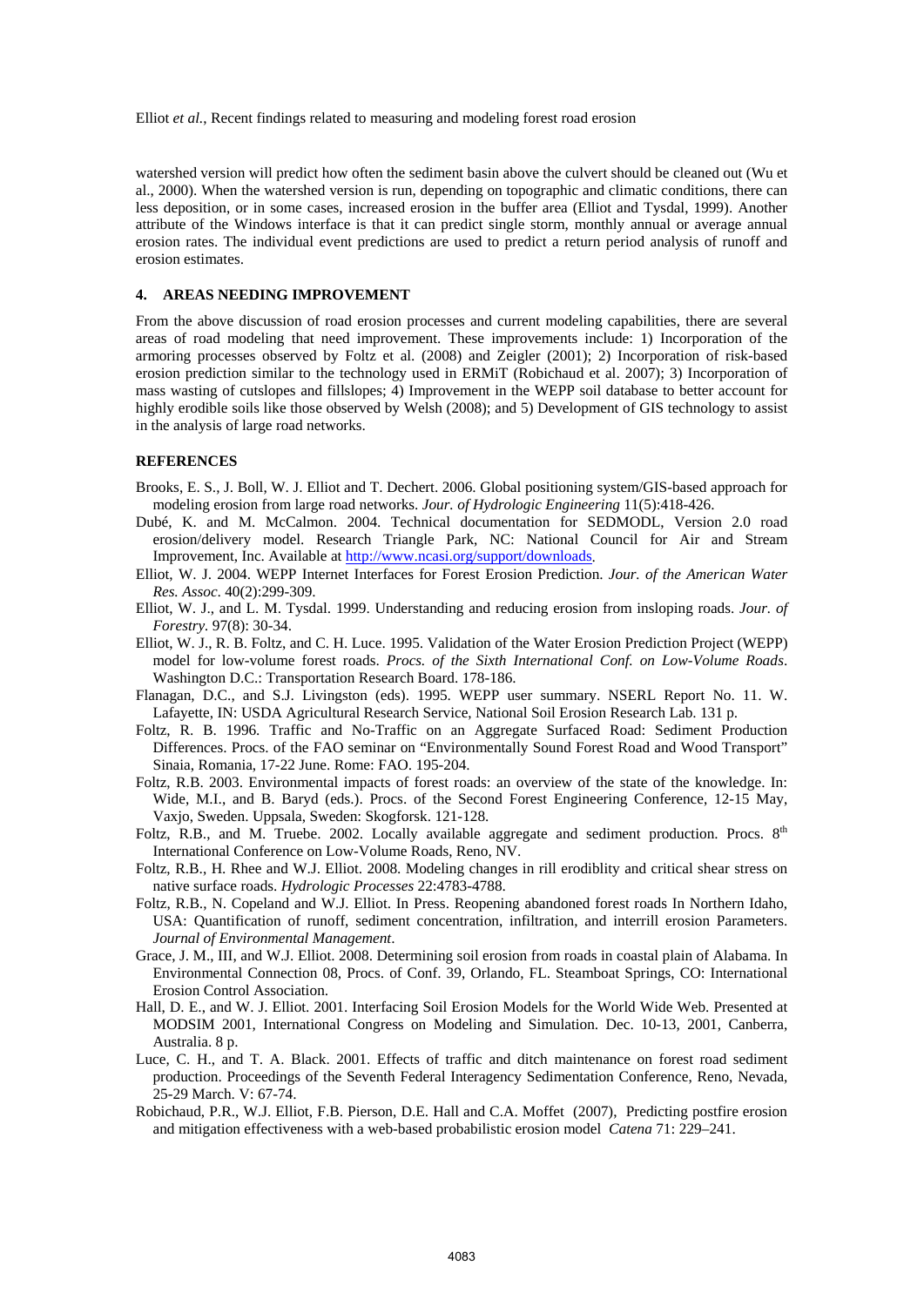watershed version will predict how often the sediment basin above the culvert should be cleaned out (Wu et al., 2000). When the watershed version is run, depending on topographic and climatic conditions, there can less deposition, or in some cases, increased erosion in the buffer area (Elliot and Tysdal, 1999). Another attribute of the Windows interface is that it can predict single storm, monthly annual or average annual erosion rates. The individual event predictions are used to predict a return period analysis of runoff and erosion estimates.

## 4. AREAS NEEDING IMPROVEMENT

From the above discussion of road erosion processes and current modeling capabilities, there are several areas of road modeling that need improvement. These improvements include: 1) Incorporation of the armoring processes observed by Foltz et al. (2008) and Zeigler (2001); 2) Incorporation of risk-based erosion prediction similar to the technology used in ERMiT (Robichaud et al. 2007); 3) Incorporation of mass wasting of cutslopes and fillslopes; 4) Improvement in the WEPP soil database to better account for highly erodible soils like those observed by Welsh (2008); and 5) Development of GIS technology to assist in the analysis of large road networks.

## REFERENCES

Brooks, E. S., J. Boll, W. J. Elliot and T. Dechert. 2006. Global positioning system/GIS-based approach for modeling erosion from large road networks. *Jour. of Hydrologic Engineering* 11(5):418-426.

Dubé, K. and M. McCalmon. 2004. Technical documentation for SEDMODL, Version 2.0 road erosion/delivery model. Research Triangle Park, NC: National Council for Air and Stream Improvement, Inc. Available at http://www.ncasi.org/support/downloads.

Elliot, W. J. 2004. WEPP Internet Interfaces for Forest Erosion Prediction. *Jour. of the American Water Res. Assoc.* 40(2):299-309.

Elliot, W. J., and L. M. Tysdal. 1999. Understanding and reducing erosion from insloping roads. *Jour. of Forestry.* 97(8): 30-34.

Elliot, W. J., R. B. Foltz, and C. H. Luce. 1995. Validation of the Water Erosion Prediction Project (WEPP) model for low-volume forest roads. *Procs. of the Sixth International Conf. on Low-Volume Roads*. Washington D.C.: Transportation Research Board. 178-186.

Flanagan, D.C., and S.J. Livingston (eds). 1995. WEPP user summary. NSERL Report No. 11. W. Lafayette, IN: USDA Agricultural Research Service, National Soil Erosion Research Lab. 131 p.

Foltz, R. B. 1996. Traffic and No-Traffic on an Aggregate Surfaced Road: Sediment Production Differences. Procs. of the FAO seminar on "Environmentally Sound Forest Road and Wood Transport" Sinaia, Romania, 17-22 June. Rome: FAO. 195-204.

Foltz, R.B. 2003. Environmental impacts of forest roads: an overview of the state of the knowledge. In: Wide, M.I., and B. Baryd (eds.). Procs. of the Second Forest Engineering Conference, 12-15 May, Vaxjo, Sweden. Uppsala, Sweden: Skogforsk. 121-128.

Foltz, R.B., and M. Truebe. 2002. Locally available aggregate and sediment production. Procs. 8th International Conference on Low-Volume Roads, Reno, NV.

Foltz, R.B., H. Rhee and W.J. Elliot. 2008. Modeling changes in rill erodiblity and critical shear stress on native surface roads. *Hydrologic Processes* 22:4783-4788.

Foltz, R.B., N. Copeland and W.J. Elliot. In Press. Reopening abandoned forest roads In Northern Idaho, USA: Quantification of runoff, sediment concentration, infiltration, and interrill erosion Parameters. *Journal of Environmental Management*.

Grace, J. M., III, and W.J. Elliot. 2008. Determining soil erosion from roads in coastal plain of Alabama. In Environmental Connection 08, Procs. of Conf. 39, Orlando, FL. Steamboat Springs, CO: International Erosion Control Association.

Hall, D. E., and W. J. Elliot. 2001. Interfacing Soil Erosion Models for the World Wide Web. Presented at MODSIM 2001, International Congress on Modeling and Simulation. Dec. 10-13, 2001, Canberra, Australia. 8 p.

Luce, C. H., and T. A. Black. 2001. Effects of traffic and ditch maintenance on forest road sediment production. Proceedings of the Seventh Federal Interagency Sedimentation Conference, Reno, Nevada, 25-29 March. V: 67-74.

Robichaud, P.R., W.J. Elliot, F.B. Pierson, D.E. Hall and C.A. Moffet (2007), Predicting postfire erosion and mitigation effectiveness with a web-based probabilistic erosion model *Catena* 71: 229–241.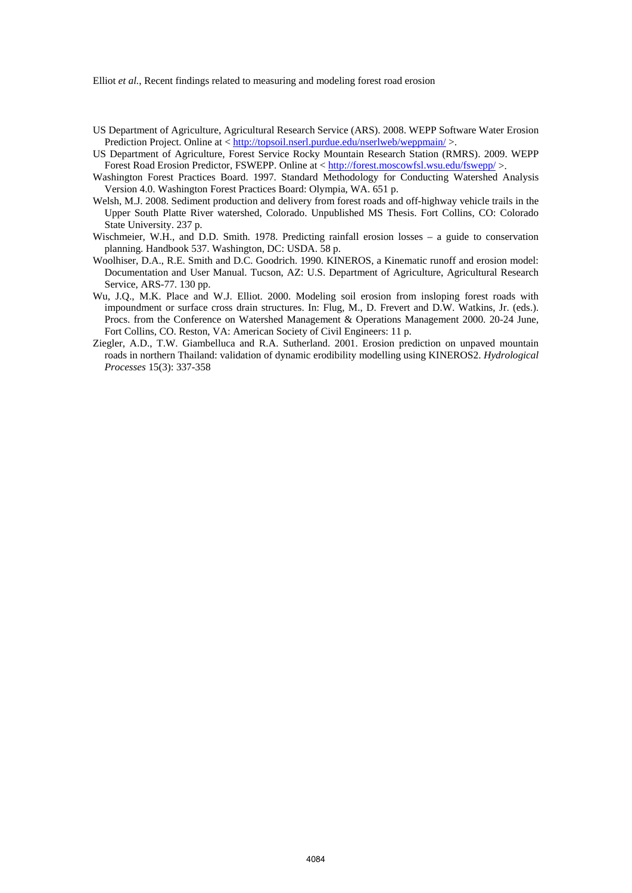US Department of Agriculture, Agricultural Research Service (ARS). 2008. WEPP Software Water Erosion Prediction Project. Online at < http://topsoil.nserl.purdue.edu/nserlweb/weppmain/ >.

US Department of Agriculture, Forest Service Rocky Mountain Research Station (RMRS). 2009. WEPP Forest Road Erosion Predictor, FSWEPP. Online at < http://forest.moscowfsl.wsu.edu/fswepp/ >.

Washington Forest Practices Board. 1997. Standard Methodology for Conducting Watershed Analysis Version 4.0. Washington Forest Practices Board: Olympia, WA. 651 p.

Welsh, M.J. 2008. Sediment production and delivery from forest roads and off-highway vehicle trails in the Upper South Platte River watershed, Colorado. Unpublished MS Thesis. Fort Collins, CO: Colorado State University. 237 p.

Wischmeier, W.H., and D.D. Smith. 1978. Predicting rainfall erosion losses – a guide to conservation planning. Handbook 537. Washington, DC: USDA. 58 p.

Woolhiser, D.A., R.E. Smith and D.C. Goodrich. 1990. KINEROS, a Kinematic runoff and erosion model: Documentation and User Manual. Tucson, AZ: U.S. Department of Agriculture, Agricultural Research Service, ARS-77. 130 pp.

Wu, J.Q., M.K. Place and W.J. Elliot. 2000. Modeling soil erosion from insloping forest roads with impoundment or surface cross drain structures. In: Flug, M., D. Frevert and D.W. Watkins, Jr. (eds.). Procs. from the Conference on Watershed Management & Operations Management 2000. 20-24 June, Fort Collins, CO. Reston, VA: American Society of Civil Engineers: 11 p.

Ziegler, A.D., T.W. Giambelluca and R.A. Sutherland. 2001. Erosion prediction on unpaved mountain roads in northern Thailand: validation of dynamic erodibility modelling using KINEROS2. *Hydrological Processes* 15(3): 337-358